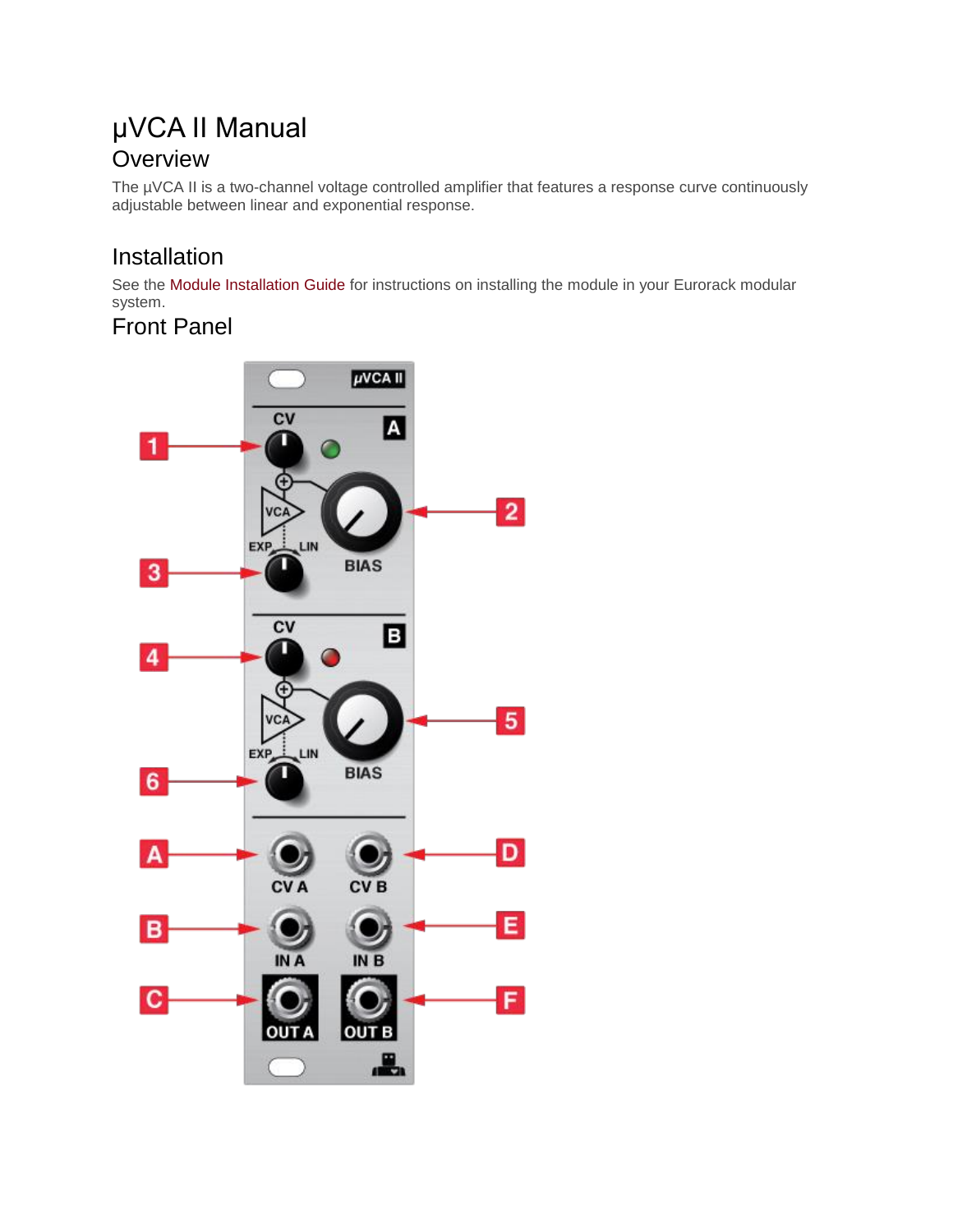# µVCA II Manual

## Overview

The µVCA II is a two-channel voltage controlled amplifier that features a response curve continuously adjustable between linear and exponential response.

## Installation

See the Module Installation Guide for instructions on installing the module in your Eurorack modular system.

## Front Panel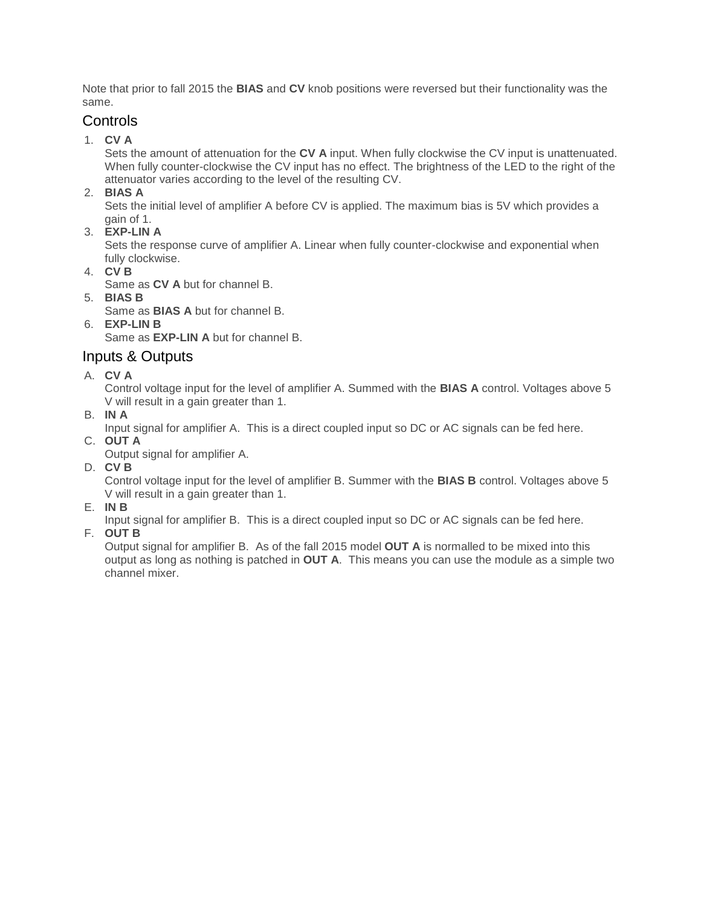Note that prior to fall 2015 the **BIAS** and **CV** knob positions were reversed but their functionality was the same.

## Controls

1. **CV A**
   Sets the amount of attenuation for the **CV A** input. When fully clockwise the CV input is unattenuated. When fully counter-clockwise the CV input has no effect. The brightness of the LED to the right of the attenuator varies according to the level of the resulting CV.
2. **BIAS A**
   Sets the initial level of amplifier A before CV is applied. The maximum bias is 5V which provides a gain of 1.
3. **EXP-LIN A**
   Sets the response curve of amplifier A. Linear when fully counter-clockwise and exponential when fully clockwise.
4. **CV B**
   Same as **CV A** but for channel B.
5. **BIAS B**
   Same as **BIAS A** but for channel B.
6. **EXP-LIN B**
   Same as **EXP-LIN A** but for channel B.

## Inputs & Outputs

A. **CV A**
   Control voltage input for the level of amplifier A. Summed with the **BIAS A** control. Voltages above 5 V will result in a gain greater than 1.

B. **IN A**
   Input signal for amplifier A. This is a direct coupled input so DC or AC signals can be fed here.

C. **OUT A**
   Output signal for amplifier A.

D. **CV B**
   Control voltage input for the level of amplifier B. Summer with the **BIAS B** control. Voltages above 5 V will result in a gain greater than 1.

E. **IN B**
   Input signal for amplifier B. This is a direct coupled input so DC or AC signals can be fed here.

F. **OUT B**
   Output signal for amplifier B. As of the fall 2015 model **OUT A** is normalled to be mixed into this output as long as nothing is patched in **OUT A**. This means you can use the module as a simple two channel mixer.